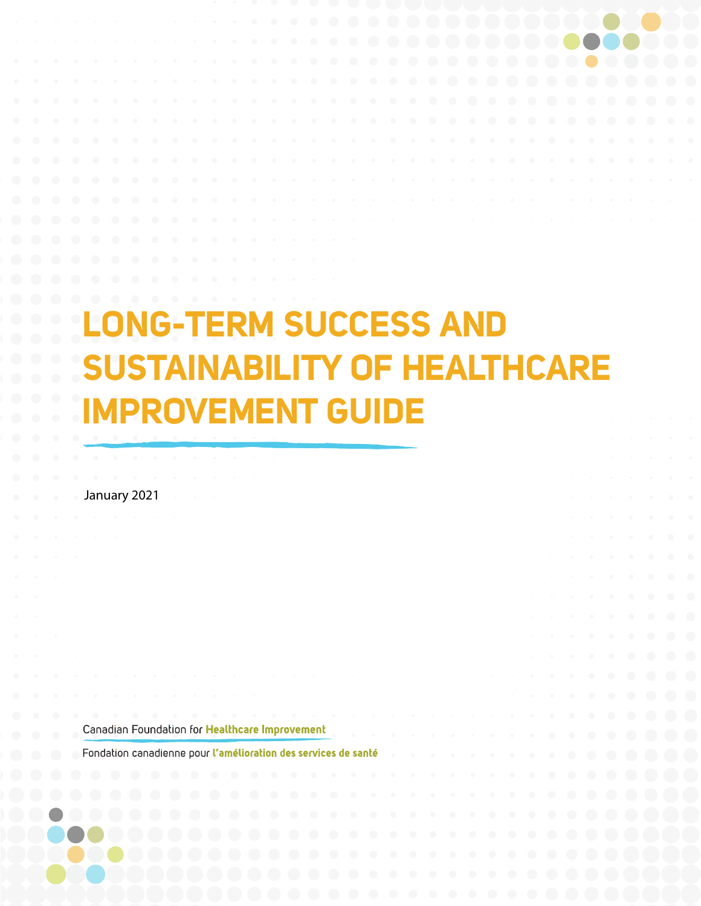# LONG-TERM SUCCESS AND SUSTAINABILITY OF HEALTHCARE IMPROVEMENT GUIDE

January 2021

Canadian Foundation for **Healthcare Improvement**

Fondation canadienne pour **l'amélioration des services de santé**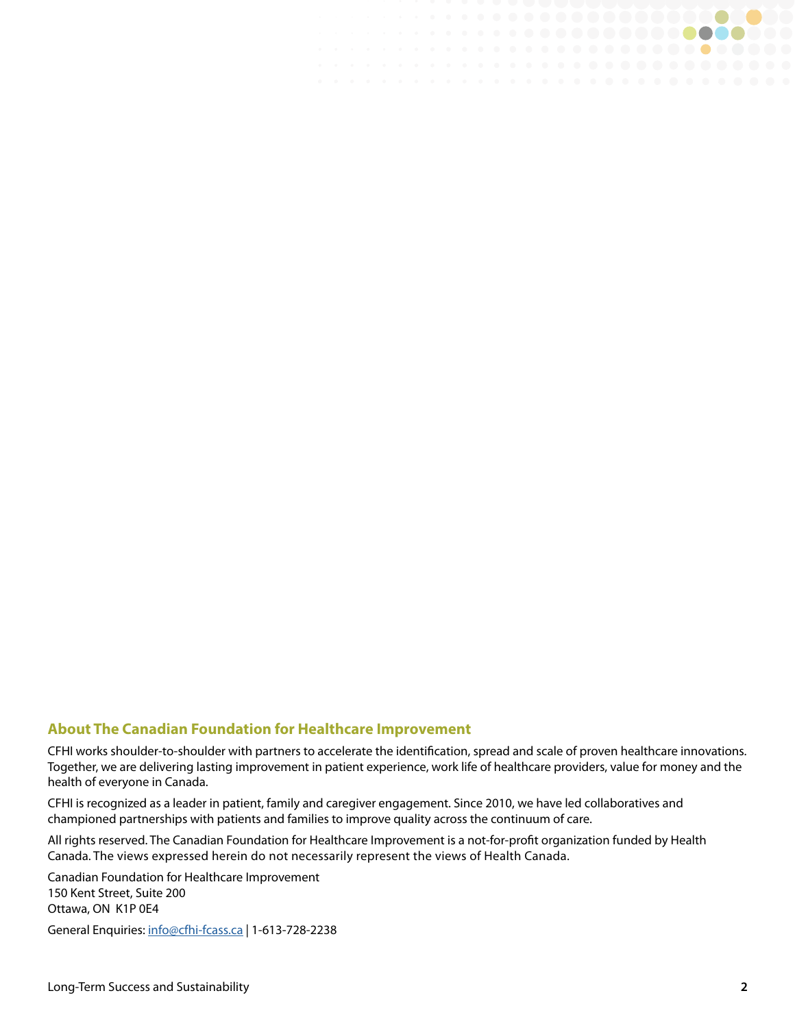## About The Canadian Foundation for Healthcare Improvement

CFHI works shoulder-to-shoulder with partners to accelerate the identification, spread and scale of proven healthcare innovations. Together, we are delivering lasting improvement in patient experience, work life of healthcare providers, value for money and the health of everyone in Canada.

CFHI is recognized as a leader in patient, family and caregiver engagement. Since 2010, we have led collaboratives and championed partnerships with patients and families to improve quality across the continuum of care.

All rights reserved. The Canadian Foundation for Healthcare Improvement is a not-for-profit organization funded by Health Canada. The views expressed herein do not necessarily represent the views of Health Canada.

Canadian Foundation for Healthcare Improvement
150 Kent Street, Suite 200
Ottawa, ON K1P 0E4

General Enquiries: info@cfhi-fcass.ca | 1-613-728-2238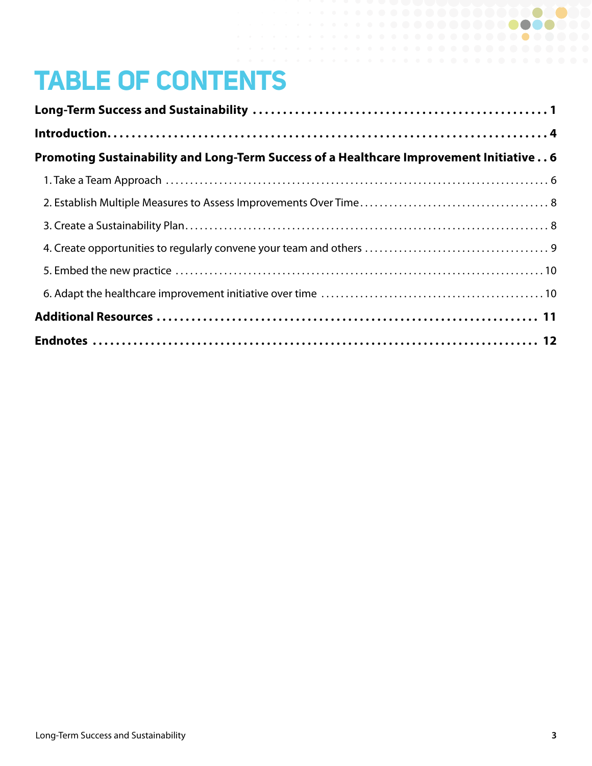# TABLE OF CONTENTS

**Long-Term Success and Sustainability . . . . . . . . . . . . . . . . . . . . . . . . . . . . . . . . . . . . . . . . . . . . . . . . . . . 1**

**Introduction. . . . . . . . . . . . . . . . . . . . . . . . . . . . . . . . . . . . . . . . . . . . . . . . . . . . . . . . . . . . . . . . . . . . . . . 4**

**Promoting Sustainability and Long-Term Success of a Healthcare Improvement Initiative . . 6**

1. Take a Team Approach . . . . . . . . . . . . . . . . . . . . . . . . . . . . . . . . . . . . . . . . . . . . . . . . . . . . . . . . . . . . . . . . . 6
2. Establish Multiple Measures to Assess Improvements Over Time . . . . . . . . . . . . . . . . . . . . . . . . . . . . . . . . . . . . . 8
3. Create a Sustainability Plan . . . . . . . . . . . . . . . . . . . . . . . . . . . . . . . . . . . . . . . . . . . . . . . . . . . . . . . . . . . . . . . 8
4. Create opportunities to regularly convene your team and others . . . . . . . . . . . . . . . . . . . . . . . . . . . . . . . . . . . . 9
5. Embed the new practice . . . . . . . . . . . . . . . . . . . . . . . . . . . . . . . . . . . . . . . . . . . . . . . . . . . . . . . . . . . . . . . . . 10
6. Adapt the healthcare improvement initiative over time . . . . . . . . . . . . . . . . . . . . . . . . . . . . . . . . . . . . . . . . . . 10

**Additional Resources . . . . . . . . . . . . . . . . . . . . . . . . . . . . . . . . . . . . . . . . . . . . . . . . . . . . . . . . . . . . . . . . . 11**

**Endnotes . . . . . . . . . . . . . . . . . . . . . . . . . . . . . . . . . . . . . . . . . . . . . . . . . . . . . . . . . . . . . . . . . . . . . . . . . . . 12**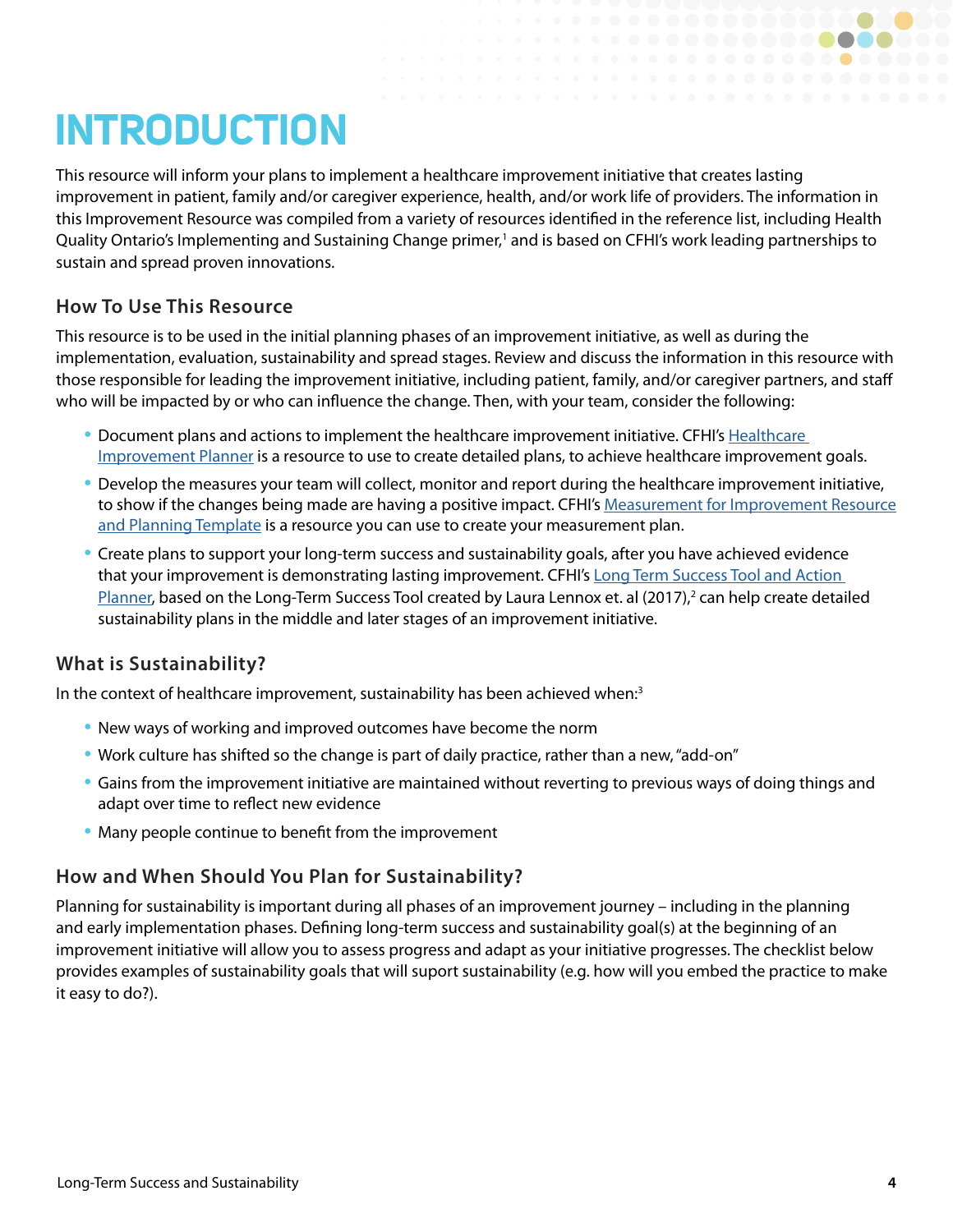# INTRODUCTION

This resource will inform your plans to implement a healthcare improvement initiative that creates lasting improvement in patient, family and/or caregiver experience, health, and/or work life of providers. The information in this Improvement Resource was compiled from a variety of resources identified in the reference list, including Health Quality Ontario's Implementing and Sustaining Change primer,[1] and is based on CFHI's work leading partnerships to sustain and spread proven innovations.

## How To Use This Resource

This resource is to be used in the initial planning phases of an improvement initiative, as well as during the implementation, evaluation, sustainability and spread stages. Review and discuss the information in this resource with those responsible for leading the improvement initiative, including patient, family, and/or caregiver partners, and staff who will be impacted by or who can influence the change. Then, with your team, consider the following:

- Document plans and actions to implement the healthcare improvement initiative. CFHI's Healthcare Improvement Planner is a resource to use to create detailed plans, to achieve healthcare improvement goals.
- Develop the measures your team will collect, monitor and report during the healthcare improvement initiative, to show if the changes being made are having a positive impact. CFHI's Measurement for Improvement Resource and Planning Template is a resource you can use to create your measurement plan.
- Create plans to support your long-term success and sustainability goals, after you have achieved evidence that your improvement is demonstrating lasting improvement. CFHI's Long Term Success Tool and Action Planner, based on the Long-Term Success Tool created by Laura Lennox et. al (2017),[2] can help create detailed sustainability plans in the middle and later stages of an improvement initiative.

## What is Sustainability?

In the context of healthcare improvement, sustainability has been achieved when:[3]

- New ways of working and improved outcomes have become the norm
- Work culture has shifted so the change is part of daily practice, rather than a new, "add-on"
- Gains from the improvement initiative are maintained without reverting to previous ways of doing things and adapt over time to reflect new evidence
- Many people continue to benefit from the improvement

## How and When Should You Plan for Sustainability?

Planning for sustainability is important during all phases of an improvement journey – including in the planning and early implementation phases. Defining long-term success and sustainability goal(s) at the beginning of an improvement initiative will allow you to assess progress and adapt as your initiative progresses. The checklist below provides examples of sustainability goals that will suport sustainability (e.g. how will you embed the practice to make it easy to do?).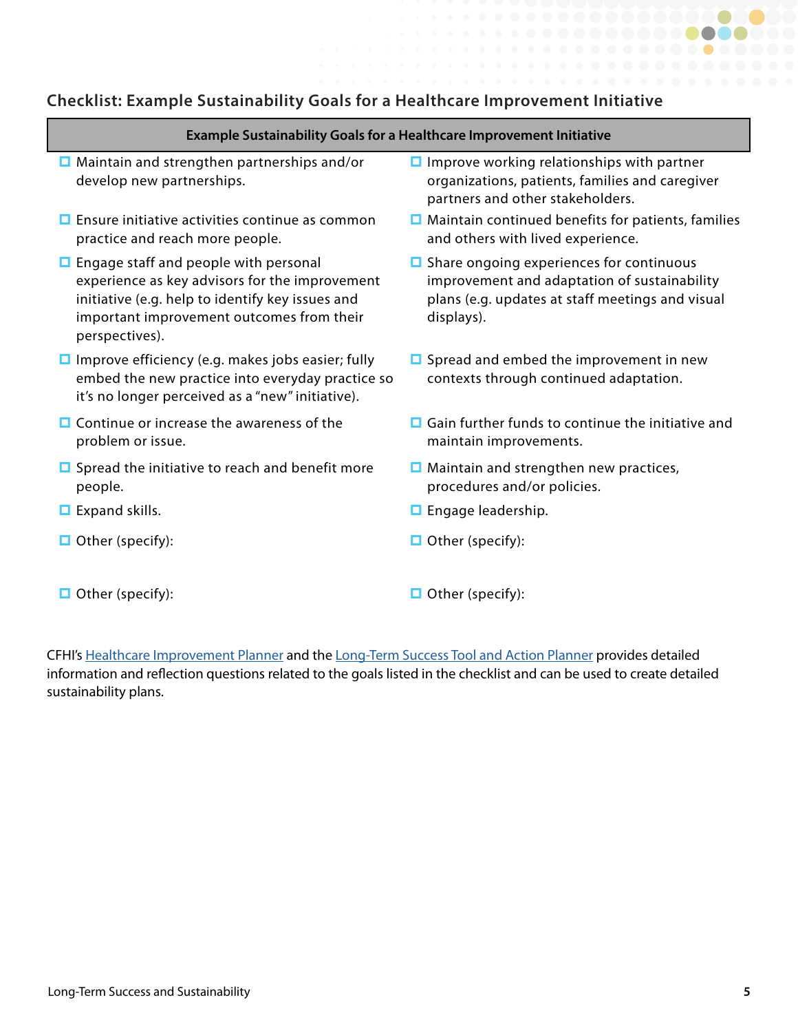### Checklist: Example Sustainability Goals for a Healthcare Improvement Initiative

| Example Sustainability Goals for a Healthcare Improvement Initiative | |
|---|---|
| ☐ Maintain and strengthen partnerships and/or develop new partnerships. | ☐ Improve working relationships with partner organizations, patients, families and caregiver partners and other stakeholders. |
| ☐ Ensure initiative activities continue as common practice and reach more people. | ☐ Maintain continued benefits for patients, families and others with lived experience. |
| ☐ Engage staff and people with personal experience as key advisors for the improvement initiative (e.g. help to identify key issues and important improvement outcomes from their perspectives). | ☐ Share ongoing experiences for continuous improvement and adaptation of sustainability plans (e.g. updates at staff meetings and visual displays). |
| ☐ Improve efficiency (e.g. makes jobs easier; fully embed the new practice into everyday practice so it's no longer perceived as a "new" initiative). | ☐ Spread and embed the improvement in new contexts through continued adaptation. |
| ☐ Continue or increase the awareness of the problem or issue. | ☐ Gain further funds to continue the initiative and maintain improvements. |
| ☐ Spread the initiative to reach and benefit more people. | ☐ Maintain and strengthen new practices, procedures and/or policies. |
| ☐ Expand skills. | ☐ Engage leadership. |
| ☐ Other (specify): | ☐ Other (specify): |
| ☐ Other (specify): | ☐ Other (specify): |

CFHI's Healthcare Improvement Planner and the Long-Term Success Tool and Action Planner provides detailed information and reflection questions related to the goals listed in the checklist and can be used to create detailed sustainability plans.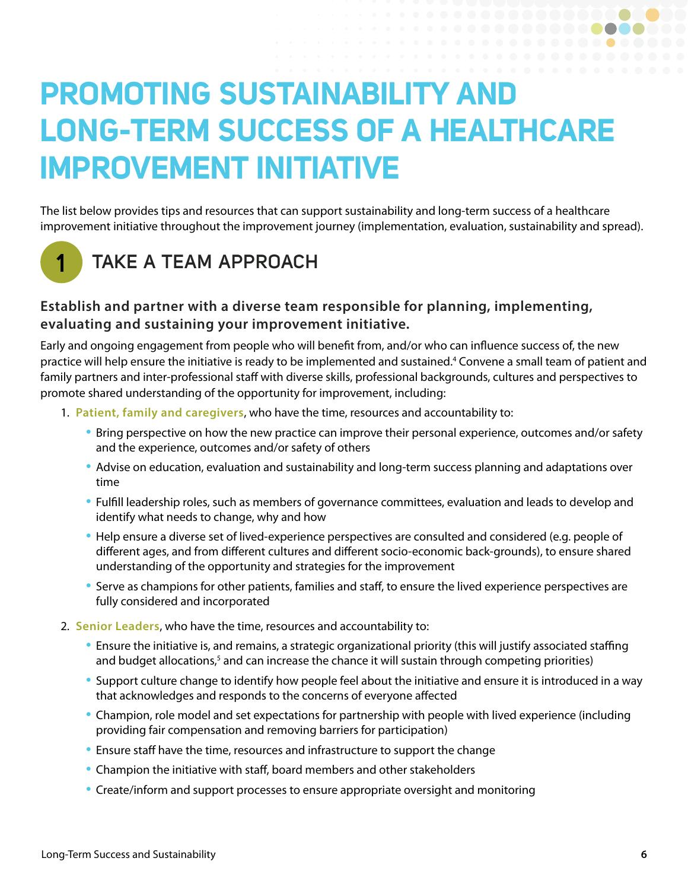# PROMOTING SUSTAINABILITY AND LONG-TERM SUCCESS OF A HEALTHCARE IMPROVEMENT INITIATIVE

The list below provides tips and resources that can support sustainability and long-term success of a healthcare improvement initiative throughout the improvement journey (implementation, evaluation, sustainability and spread).

## 1 TAKE A TEAM APPROACH

### Establish and partner with a diverse team responsible for planning, implementing, evaluating and sustaining your improvement initiative.

Early and ongoing engagement from people who will benefit from, and/or who can influence success of, the new practice will help ensure the initiative is ready to be implemented and sustained.[4] Convene a small team of patient and family partners and inter-professional staff with diverse skills, professional backgrounds, cultures and perspectives to promote shared understanding of the opportunity for improvement, including:

1. **Patient, family and caregivers**, who have the time, resources and accountability to:
   - Bring perspective on how the new practice can improve their personal experience, outcomes and/or safety and the experience, outcomes and/or safety of others
   - Advise on education, evaluation and sustainability and long-term success planning and adaptations over time
   - Fulfill leadership roles, such as members of governance committees, evaluation and leads to develop and identify what needs to change, why and how
   - Help ensure a diverse set of lived-experience perspectives are consulted and considered (e.g. people of different ages, and from different cultures and different socio-economic back-grounds), to ensure shared understanding of the opportunity and strategies for the improvement
   - Serve as champions for other patients, families and staff, to ensure the lived experience perspectives are fully considered and incorporated

2. **Senior Leaders**, who have the time, resources and accountability to:
   - Ensure the initiative is, and remains, a strategic organizational priority (this will justify associated staffing and budget allocations,[5] and can increase the chance it will sustain through competing priorities)
   - Support culture change to identify how people feel about the initiative and ensure it is introduced in a way that acknowledges and responds to the concerns of everyone affected
   - Champion, role model and set expectations for partnership with people with lived experience (including providing fair compensation and removing barriers for participation)
   - Ensure staff have the time, resources and infrastructure to support the change
   - Champion the initiative with staff, board members and other stakeholders
   - Create/inform and support processes to ensure appropriate oversight and monitoring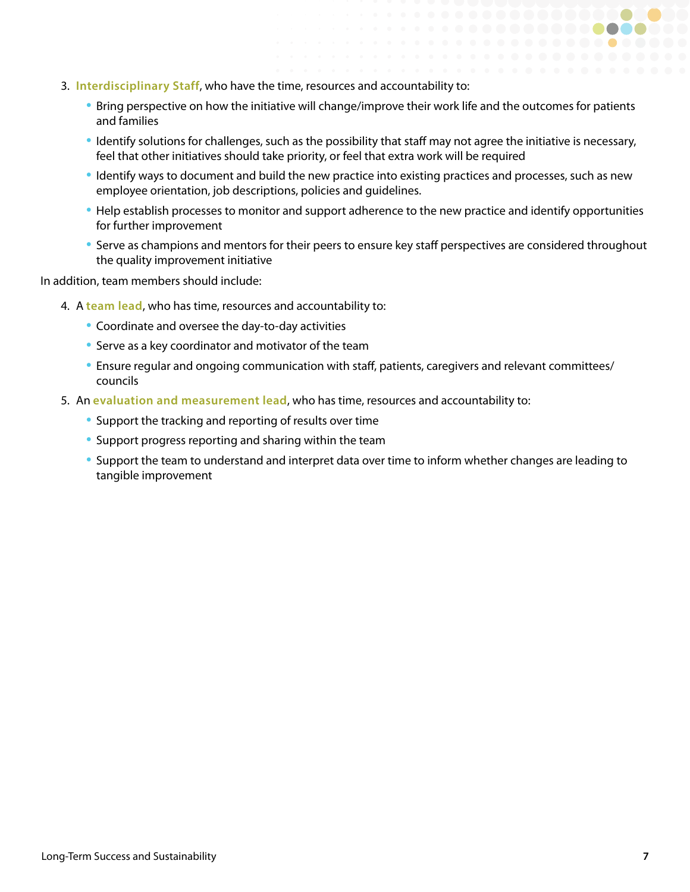3. **Interdisciplinary Staff**, who have the time, resources and accountability to:
   - Bring perspective on how the initiative will change/improve their work life and the outcomes for patients and families
   - Identify solutions for challenges, such as the possibility that staff may not agree the initiative is necessary, feel that other initiatives should take priority, or feel that extra work will be required
   - Identify ways to document and build the new practice into existing practices and processes, such as new employee orientation, job descriptions, policies and guidelines.
   - Help establish processes to monitor and support adherence to the new practice and identify opportunities for further improvement
   - Serve as champions and mentors for their peers to ensure key staff perspectives are considered throughout the quality improvement initiative

In addition, team members should include:

4. A **team lead**, who has time, resources and accountability to:
   - Coordinate and oversee the day-to-day activities
   - Serve as a key coordinator and motivator of the team
   - Ensure regular and ongoing communication with staff, patients, caregivers and relevant committees/councils
5. An **evaluation and measurement lead**, who has time, resources and accountability to:
   - Support the tracking and reporting of results over time
   - Support progress reporting and sharing within the team
   - Support the team to understand and interpret data over time to inform whether changes are leading to tangible improvement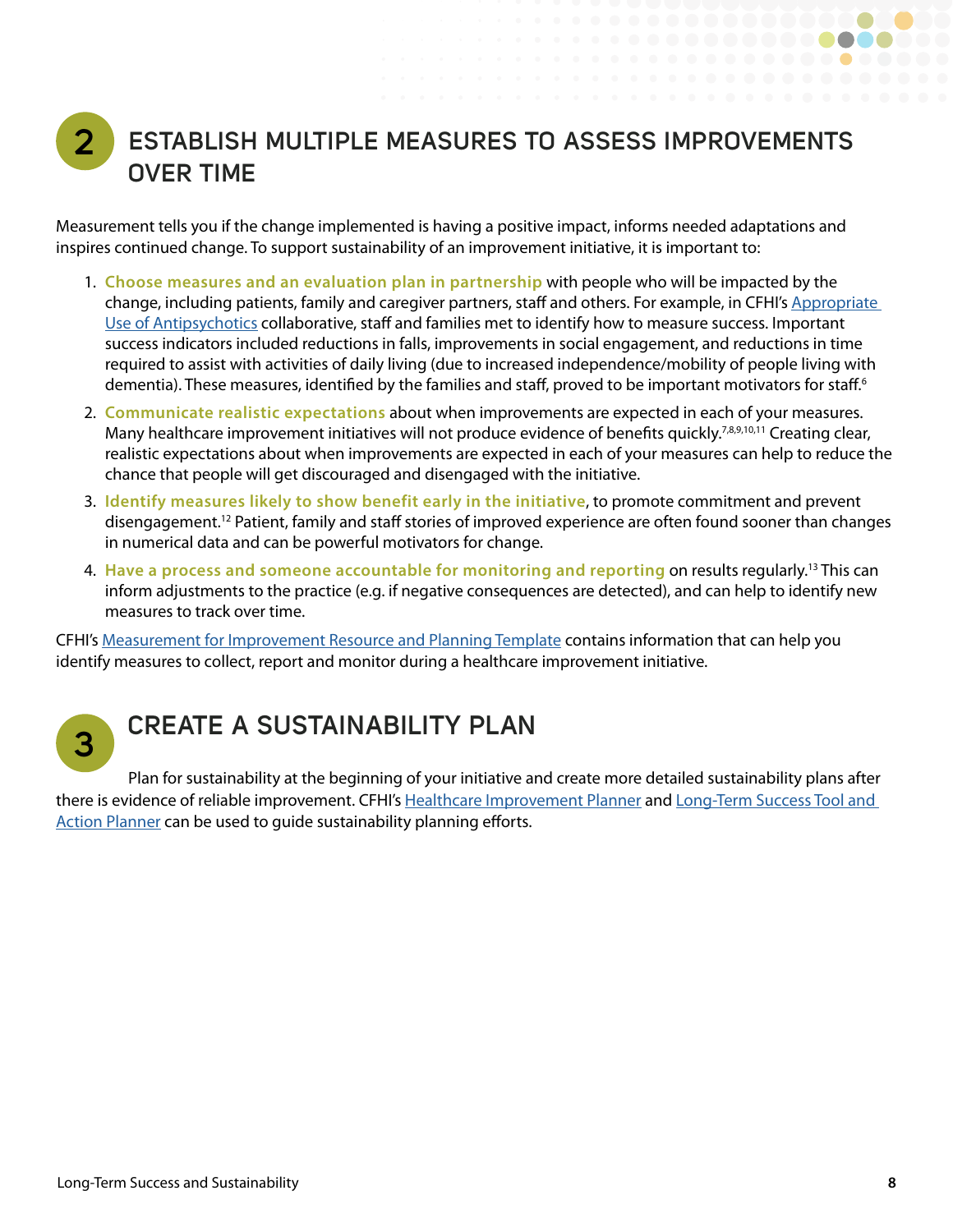## 2 ESTABLISH MULTIPLE MEASURES TO ASSESS IMPROVEMENTS OVER TIME

Measurement tells you if the change implemented is having a positive impact, informs needed adaptations and inspires continued change. To support sustainability of an improvement initiative, it is important to:

1. **Choose measures and an evaluation plan in partnership** with people who will be impacted by the change, including patients, family and caregiver partners, staff and others. For example, in CFHI's Appropriate Use of Antipsychotics collaborative, staff and families met to identify how to measure success. Important success indicators included reductions in falls, improvements in social engagement, and reductions in time required to assist with activities of daily living (due to increased independence/mobility of people living with dementia). These measures, identified by the families and staff, proved to be important motivators for staff.[6]
2. **Communicate realistic expectations** about when improvements are expected in each of your measures. Many healthcare improvement initiatives will not produce evidence of benefits quickly.[7,8,9,10,11] Creating clear, realistic expectations about when improvements are expected in each of your measures can help to reduce the chance that people will get discouraged and disengaged with the initiative.
3. **Identify measures likely to show benefit early in the initiative**, to promote commitment and prevent disengagement.[12] Patient, family and staff stories of improved experience are often found sooner than changes in numerical data and can be powerful motivators for change.
4. **Have a process and someone accountable for monitoring and reporting** on results regularly.[13] This can inform adjustments to the practice (e.g. if negative consequences are detected), and can help to identify new measures to track over time.

CFHI's Measurement for Improvement Resource and Planning Template contains information that can help you identify measures to collect, report and monitor during a healthcare improvement initiative.

## 3 CREATE A SUSTAINABILITY PLAN

Plan for sustainability at the beginning of your initiative and create more detailed sustainability plans after there is evidence of reliable improvement. CFHI's Healthcare Improvement Planner and Long-Term Success Tool and Action Planner can be used to guide sustainability planning efforts.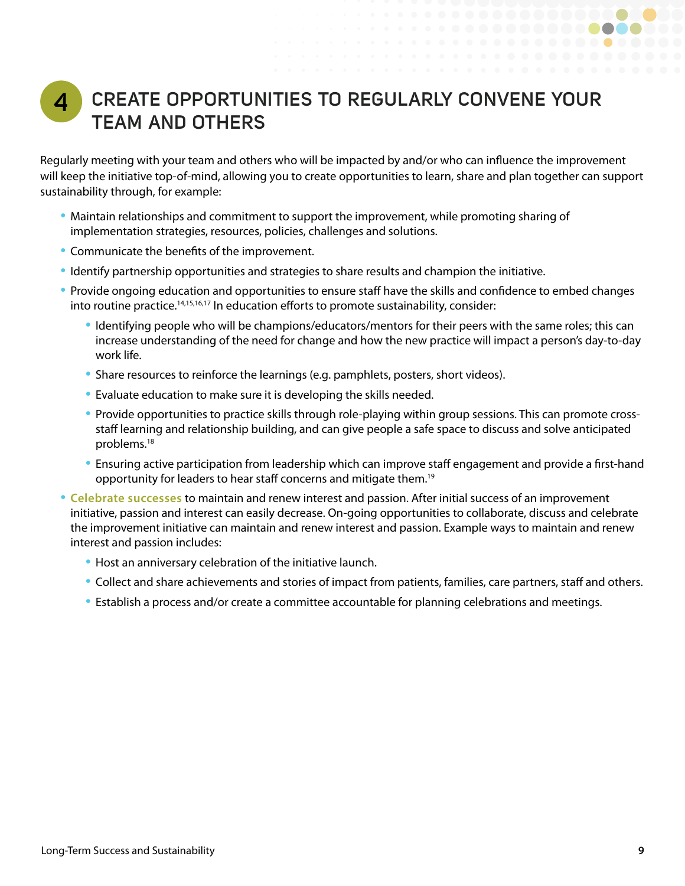## 4 CREATE OPPORTUNITIES TO REGULARLY CONVENE YOUR TEAM AND OTHERS

Regularly meeting with your team and others who will be impacted by and/or who can influence the improvement will keep the initiative top-of-mind, allowing you to create opportunities to learn, share and plan together can support sustainability through, for example:

- Maintain relationships and commitment to support the improvement, while promoting sharing of implementation strategies, resources, policies, challenges and solutions.
- Communicate the benefits of the improvement.
- Identify partnership opportunities and strategies to share results and champion the initiative.
- Provide ongoing education and opportunities to ensure staff have the skills and confidence to embed changes into routine practice.[14,15,16,17] In education efforts to promote sustainability, consider:
  - Identifying people who will be champions/educators/mentors for their peers with the same roles; this can increase understanding of the need for change and how the new practice will impact a person's day-to-day work life.
  - Share resources to reinforce the learnings (e.g. pamphlets, posters, short videos).
  - Evaluate education to make sure it is developing the skills needed.
  - Provide opportunities to practice skills through role-playing within group sessions. This can promote cross-staff learning and relationship building, and can give people a safe space to discuss and solve anticipated problems.[18]
  - Ensuring active participation from leadership which can improve staff engagement and provide a first-hand opportunity for leaders to hear staff concerns and mitigate them.[19]
- **Celebrate successes** to maintain and renew interest and passion. After initial success of an improvement initiative, passion and interest can easily decrease. On-going opportunities to collaborate, discuss and celebrate the improvement initiative can maintain and renew interest and passion. Example ways to maintain and renew interest and passion includes:
  - Host an anniversary celebration of the initiative launch.
  - Collect and share achievements and stories of impact from patients, families, care partners, staff and others.
  - Establish a process and/or create a committee accountable for planning celebrations and meetings.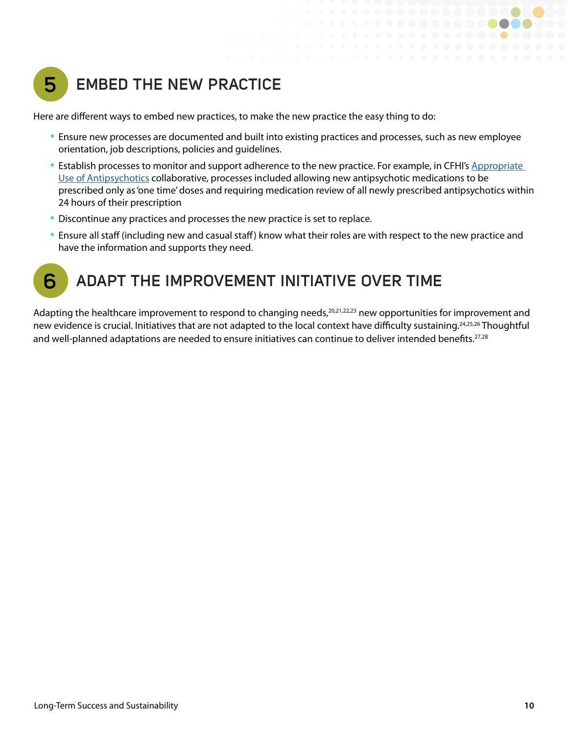## 5 EMBED THE NEW PRACTICE

Here are different ways to embed new practices, to make the new practice the easy thing to do:

- Ensure new processes are documented and built into existing practices and processes, such as new employee orientation, job descriptions, policies and guidelines.
- Establish processes to monitor and support adherence to the new practice. For example, in CFHI's Appropriate Use of Antipsychotics collaborative, processes included allowing new antipsychotic medications to be prescribed only as 'one time' doses and requiring medication review of all newly prescribed antipsychotics within 24 hours of their prescription
- Discontinue any practices and processes the new practice is set to replace.
- Ensure all staff (including new and casual staff) know what their roles are with respect to the new practice and have the information and supports they need.

## 6 ADAPT THE IMPROVEMENT INITIATIVE OVER TIME

Adapting the healthcare improvement to respond to changing needs,[20,21,22,23] new opportunities for improvement and new evidence is crucial. Initiatives that are not adapted to the local context have difficulty sustaining.[24,25,26] Thoughtful and well-planned adaptations are needed to ensure initiatives can continue to deliver intended benefits.[27,28]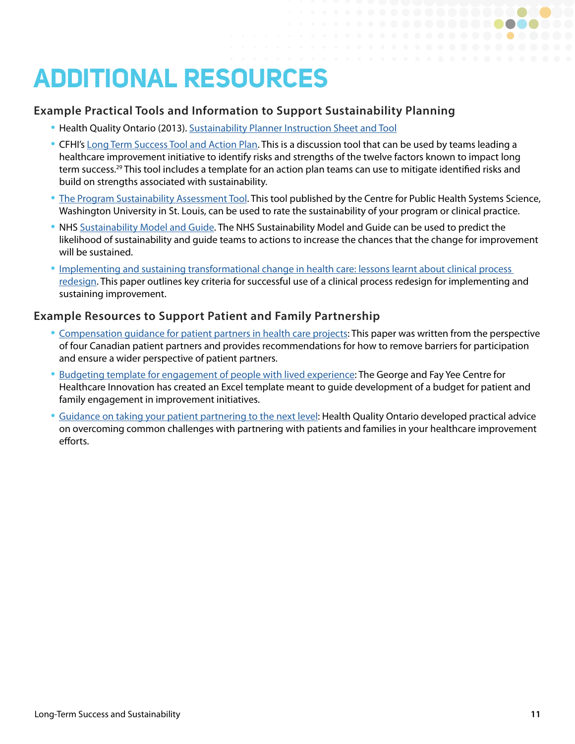# ADDITIONAL RESOURCES

### Example Practical Tools and Information to Support Sustainability Planning

- Health Quality Ontario (2013). Sustainability Planner Instruction Sheet and Tool
- CFHI's Long Term Success Tool and Action Plan. This is a discussion tool that can be used by teams leading a healthcare improvement initiative to identify risks and strengths of the twelve factors known to impact long term success.[29] This tool includes a template for an action plan teams can use to mitigate identified risks and build on strengths associated with sustainability.
- The Program Sustainability Assessment Tool. This tool published by the Centre for Public Health Systems Science, Washington University in St. Louis, can be used to rate the sustainability of your program or clinical practice.
- NHS Sustainability Model and Guide. The NHS Sustainability Model and Guide can be used to predict the likelihood of sustainability and guide teams to actions to increase the chances that the change for improvement will be sustained.
- Implementing and sustaining transformational change in health care: lessons learnt about clinical process redesign. This paper outlines key criteria for successful use of a clinical process redesign for implementing and sustaining improvement.

### Example Resources to Support Patient and Family Partnership

- Compensation guidance for patient partners in health care projects: This paper was written from the perspective of four Canadian patient partners and provides recommendations for how to remove barriers for participation and ensure a wider perspective of patient partners.
- Budgeting template for engagement of people with lived experience: The George and Fay Yee Centre for Healthcare Innovation has created an Excel template meant to guide development of a budget for patient and family engagement in improvement initiatives.
- Guidance on taking your patient partnering to the next level: Health Quality Ontario developed practical advice on overcoming common challenges with partnering with patients and families in your healthcare improvement efforts.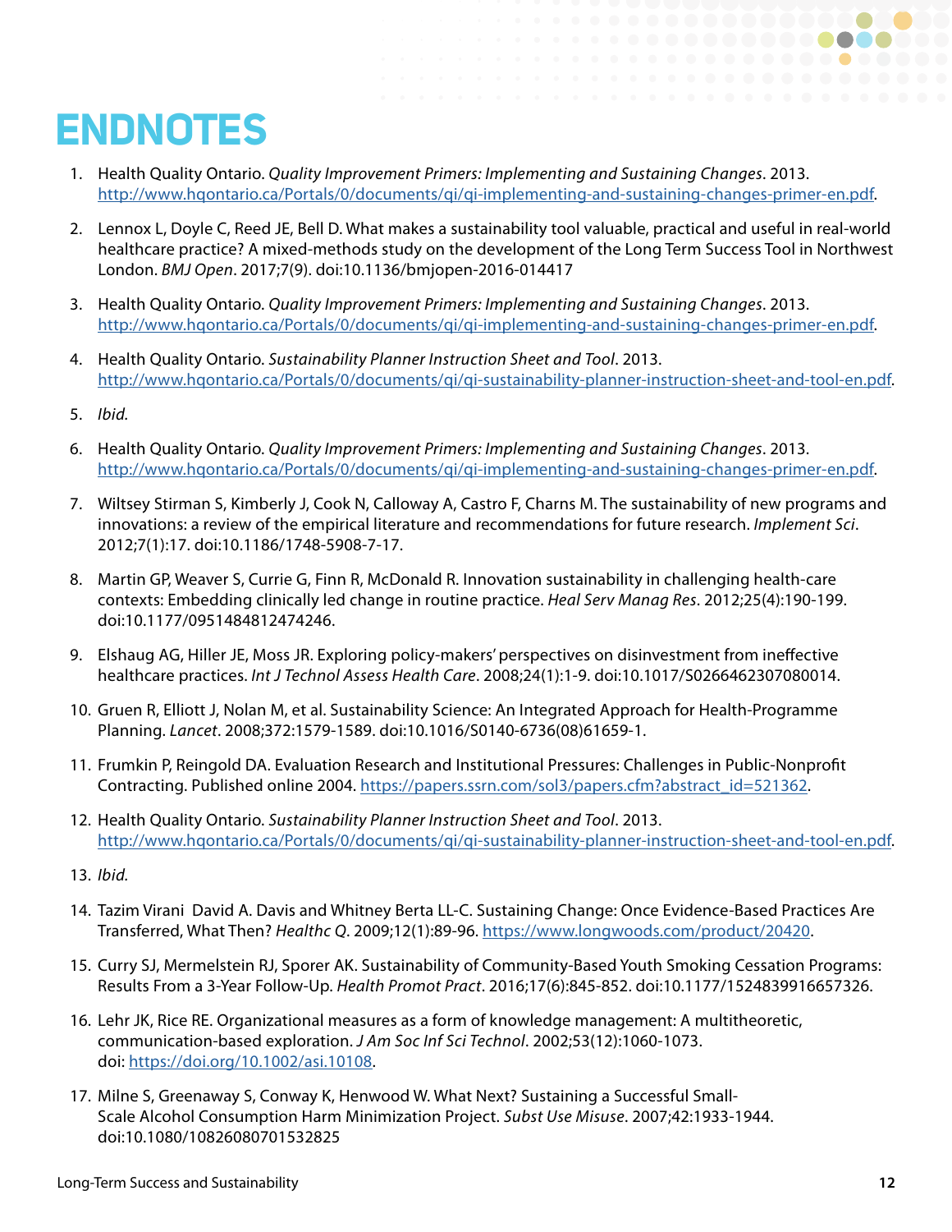# ENDNOTES

1. Health Quality Ontario. *Quality Improvement Primers: Implementing and Sustaining Changes*. 2013. http://www.hqontario.ca/Portals/0/documents/qi/qi-implementing-and-sustaining-changes-primer-en.pdf.

2. Lennox L, Doyle C, Reed JE, Bell D. What makes a sustainability tool valuable, practical and useful in real-world healthcare practice? A mixed-methods study on the development of the Long Term Success Tool in Northwest London. *BMJ Open*. 2017;7(9). doi:10.1136/bmjopen-2016-014417

3. Health Quality Ontario. *Quality Improvement Primers: Implementing and Sustaining Changes*. 2013. http://www.hqontario.ca/Portals/0/documents/qi/qi-implementing-and-sustaining-changes-primer-en.pdf.

4. Health Quality Ontario. *Sustainability Planner Instruction Sheet and Tool*. 2013. http://www.hqontario.ca/Portals/0/documents/qi/qi-sustainability-planner-instruction-sheet-and-tool-en.pdf.

5. *Ibid.*

6. Health Quality Ontario. *Quality Improvement Primers: Implementing and Sustaining Changes*. 2013. http://www.hqontario.ca/Portals/0/documents/qi/qi-implementing-and-sustaining-changes-primer-en.pdf.

7. Wiltsey Stirman S, Kimberly J, Cook N, Calloway A, Castro F, Charns M. The sustainability of new programs and innovations: a review of the empirical literature and recommendations for future research. *Implement Sci*. 2012;7(1):17. doi:10.1186/1748-5908-7-17.

8. Martin GP, Weaver S, Currie G, Finn R, McDonald R. Innovation sustainability in challenging health-care contexts: Embedding clinically led change in routine practice. *Heal Serv Manag Res*. 2012;25(4):190-199. doi:10.1177/0951484812474246.

9. Elshaug AG, Hiller JE, Moss JR. Exploring policy-makers' perspectives on disinvestment from ineffective healthcare practices. *Int J Technol Assess Health Care*. 2008;24(1):1-9. doi:10.1017/S0266462307080014.

10. Gruen R, Elliott J, Nolan M, et al. Sustainability Science: An Integrated Approach for Health-Programme Planning. *Lancet*. 2008;372:1579-1589. doi:10.1016/S0140-6736(08)61659-1.

11. Frumkin P, Reingold DA. Evaluation Research and Institutional Pressures: Challenges in Public-Nonprofit Contracting. Published online 2004. https://papers.ssrn.com/sol3/papers.cfm?abstract_id=521362.

12. Health Quality Ontario. *Sustainability Planner Instruction Sheet and Tool*. 2013. http://www.hqontario.ca/Portals/0/documents/qi/qi-sustainability-planner-instruction-sheet-and-tool-en.pdf.

13. *Ibid.*

14. Tazim Virani David A. Davis and Whitney Berta LL-C. Sustaining Change: Once Evidence-Based Practices Are Transferred, What Then? *Healthc Q*. 2009;12(1):89-96. https://www.longwoods.com/product/20420.

15. Curry SJ, Mermelstein RJ, Sporer AK. Sustainability of Community-Based Youth Smoking Cessation Programs: Results From a 3-Year Follow-Up. *Health Promot Pract*. 2016;17(6):845-852. doi:10.1177/1524839916657326.

16. Lehr JK, Rice RE. Organizational measures as a form of knowledge management: A multitheoretic, communication-based exploration. *J Am Soc Inf Sci Technol*. 2002;53(12):1060-1073. doi: https://doi.org/10.1002/asi.10108.

17. Milne S, Greenaway S, Conway K, Henwood W. What Next? Sustaining a Successful Small-Scale Alcohol Consumption Harm Minimization Project. *Subst Use Misuse*. 2007;42:1933-1944. doi:10.1080/10826080701532825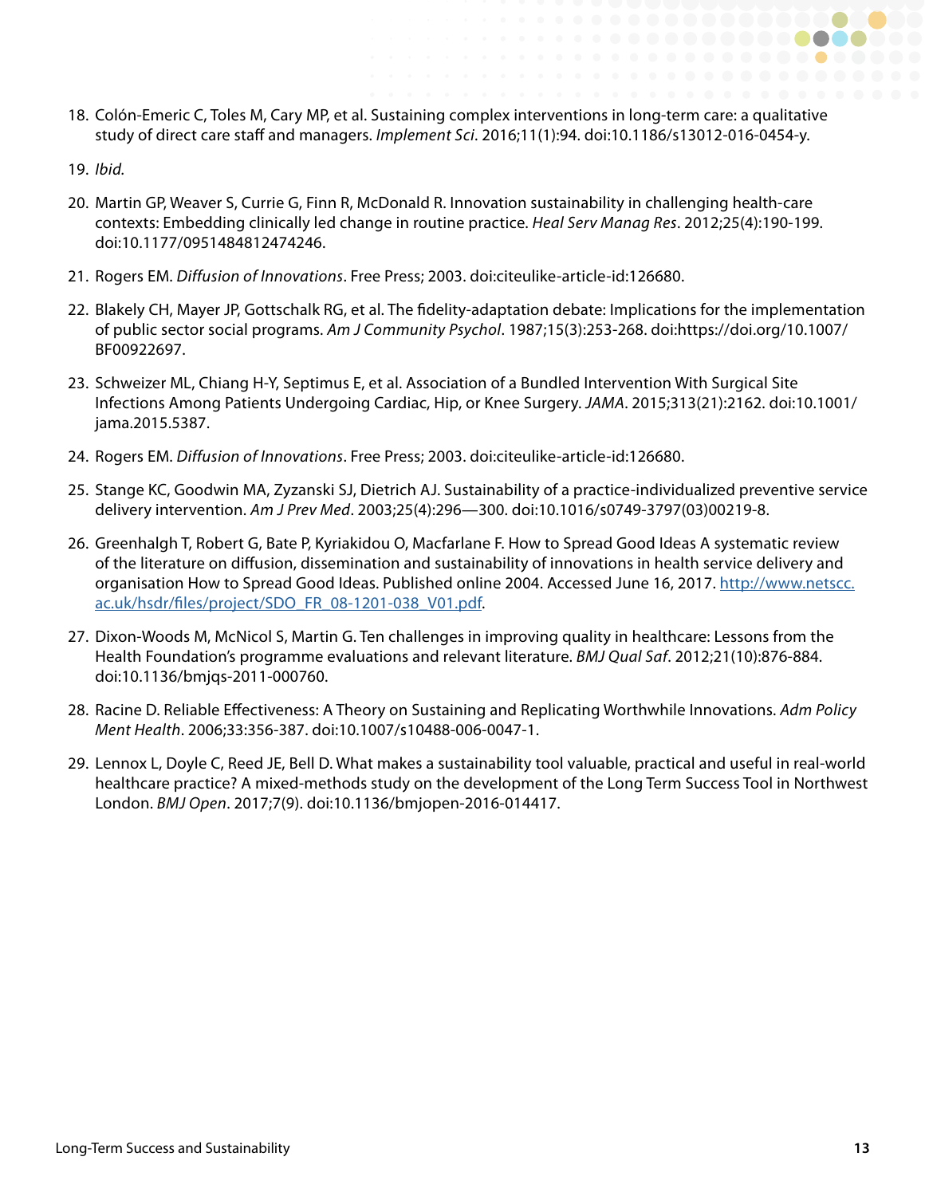18. Colón-Emeric C, Toles M, Cary MP, et al. Sustaining complex interventions in long-term care: a qualitative study of direct care staff and managers. *Implement Sci*. 2016;11(1):94. doi:10.1186/s13012-016-0454-y.

19. *Ibid.*

20. Martin GP, Weaver S, Currie G, Finn R, McDonald R. Innovation sustainability in challenging health-care contexts: Embedding clinically led change in routine practice. *Heal Serv Manag Res*. 2012;25(4):190-199. doi:10.1177/0951484812474246.

21. Rogers EM. *Diffusion of Innovations*. Free Press; 2003. doi:citeulike-article-id:126680.

22. Blakely CH, Mayer JP, Gottschalk RG, et al. The fidelity-adaptation debate: Implications for the implementation of public sector social programs. *Am J Community Psychol*. 1987;15(3):253-268. doi:https://doi.org/10.1007/BF00922697.

23. Schweizer ML, Chiang H-Y, Septimus E, et al. Association of a Bundled Intervention With Surgical Site Infections Among Patients Undergoing Cardiac, Hip, or Knee Surgery. *JAMA*. 2015;313(21):2162. doi:10.1001/jama.2015.5387.

24. Rogers EM. *Diffusion of Innovations*. Free Press; 2003. doi:citeulike-article-id:126680.

25. Stange KC, Goodwin MA, Zyzanski SJ, Dietrich AJ. Sustainability of a practice-individualized preventive service delivery intervention. *Am J Prev Med*. 2003;25(4):296—300. doi:10.1016/s0749-3797(03)00219-8.

26. Greenhalgh T, Robert G, Bate P, Kyriakidou O, Macfarlane F. How to Spread Good Ideas A systematic review of the literature on diffusion, dissemination and sustainability of innovations in health service delivery and organisation How to Spread Good Ideas. Published online 2004. Accessed June 16, 2017. [http://www.netscc.ac.uk/hsdr/files/project/SDO_FR_08-1201-038_V01.pdf](http://www.netscc.ac.uk/hsdr/files/project/SDO_FR_08-1201-038_V01.pdf).

27. Dixon-Woods M, McNicol S, Martin G. Ten challenges in improving quality in healthcare: Lessons from the Health Foundation's programme evaluations and relevant literature. *BMJ Qual Saf*. 2012;21(10):876-884. doi:10.1136/bmjqs-2011-000760.

28. Racine D. Reliable Effectiveness: A Theory on Sustaining and Replicating Worthwhile Innovations. *Adm Policy Ment Health*. 2006;33:356-387. doi:10.1007/s10488-006-0047-1.

29. Lennox L, Doyle C, Reed JE, Bell D. What makes a sustainability tool valuable, practical and useful in real-world healthcare practice? A mixed-methods study on the development of the Long Term Success Tool in Northwest London. *BMJ Open*. 2017;7(9). doi:10.1136/bmjopen-2016-014417.